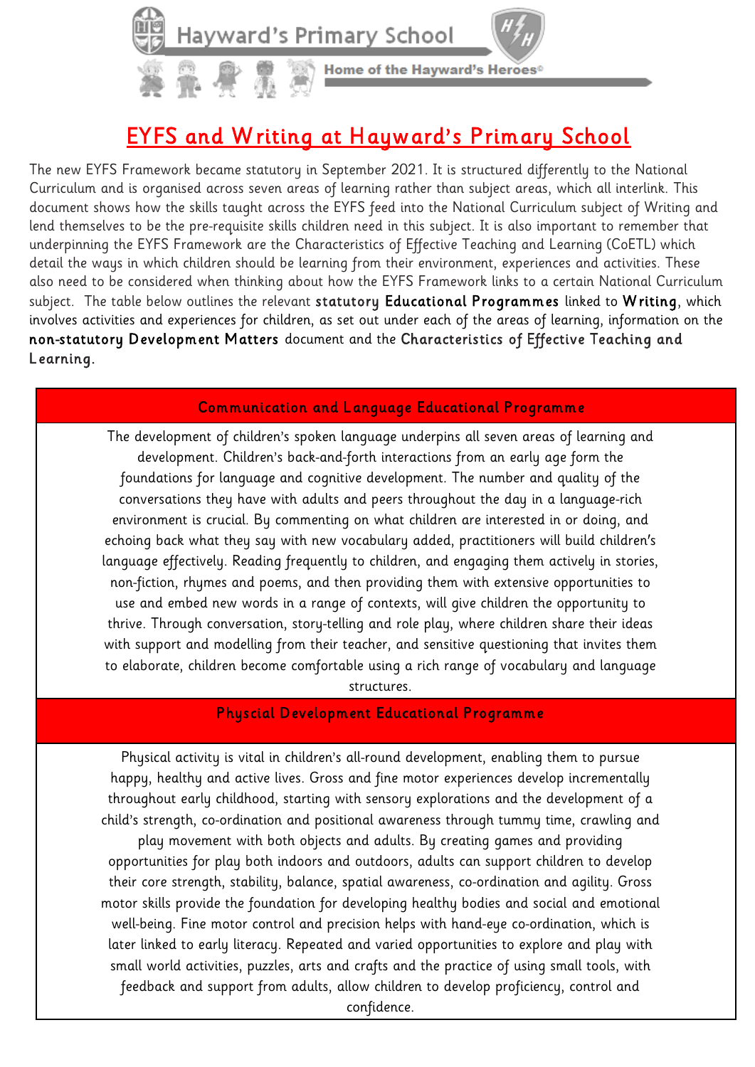Hayward's Primary School

Home of the Hayward's Heroes©

# EYFS and Writing at Hayward's Primary School

The new EYFS Framework became statutory in September 2021. It is structured differently to the National Curriculum and is organised across seven areas of learning rather than subject areas, which all interlink. This document shows how the skills taught across the EYFS feed into the National Curriculum subject of Writing and lend themselves to be the pre-requisite skills children need in this subject. It is also important to remember that underpinning the EYFS Framework are the Characteristics of Effective Teaching and Learning (CoETL) which detail the ways in which children should be learning from their environment, experiences and activities. These also need to be considered when thinking about how the EYFS Framework links to a certain National Curriculum subject. The table below outlines the relevant **statutory Educational Programmes** linked to **Writing**, which involves activities and experiences for children, as set out under each of the areas of learning, information on the **non-statutory Development Matters** document and the **Characteristics of Effective Teaching and Learning.**

| Communication and Language Educational Programme |
|---|
| The development of children's spoken language underpins all seven areas of learning and development. Children's back-and-forth interactions from an early age form the foundations for language and cognitive development. The number and quality of the conversations they have with adults and peers throughout the day in a language-rich environment is crucial. By commenting on what children are interested in or doing, and echoing back what they say with new vocabulary added, practitioners will build children's language effectively. Reading frequently to children, and engaging them actively in stories, non-fiction, rhymes and poems, and then providing them with extensive opportunities to use and embed new words in a range of contexts, will give children the opportunity to thrive. Through conversation, story-telling and role play, where children share their ideas with support and modelling from their teacher, and sensitive questioning that invites them to elaborate, children become comfortable using a rich range of vocabulary and language structures. |
| **Physcial Development Educational Programme** |
| Physical activity is vital in children's all-round development, enabling them to pursue happy, healthy and active lives. Gross and fine motor experiences develop incrementally throughout early childhood, starting with sensory explorations and the development of a child's strength, co-ordination and positional awareness through tummy time, crawling and play movement with both objects and adults. By creating games and providing opportunities for play both indoors and outdoors, adults can support children to develop their core strength, stability, balance, spatial awareness, co-ordination and agility. Gross motor skills provide the foundation for developing healthy bodies and social and emotional well-being. Fine motor control and precision helps with hand-eye co-ordination, which is later linked to early literacy. Repeated and varied opportunities to explore and play with small world activities, puzzles, arts and crafts and the practice of using small tools, with feedback and support from adults, allow children to develop proficiency, control and confidence. |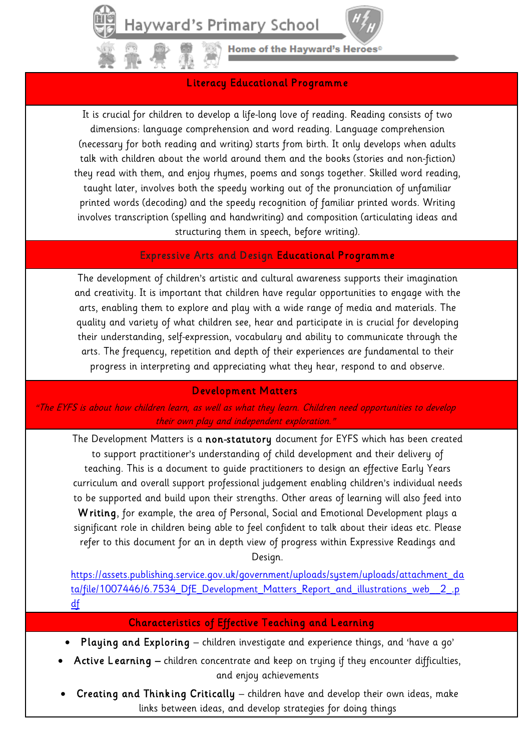## Literacy Educational Programme

It is crucial for children to develop a life-long love of reading. Reading consists of two dimensions: language comprehension and word reading. Language comprehension (necessary for both reading and writing) starts from birth. It only develops when adults talk with children about the world around them and the books (stories and non-fiction) they read with them, and enjoy rhymes, poems and songs together. Skilled word reading, taught later, involves both the speedy working out of the pronunciation of unfamiliar printed words (decoding) and the speedy recognition of familiar printed words. Writing involves transcription (spelling and handwriting) and composition (articulating ideas and structuring them in speech, before writing).

## Expressive Arts and Design Educational Programme

The development of children's artistic and cultural awareness supports their imagination and creativity. It is important that children have regular opportunities to engage with the arts, enabling them to explore and play with a wide range of media and materials. The quality and variety of what children see, hear and participate in is crucial for developing their understanding, self-expression, vocabulary and ability to communicate through the arts. The frequency, repetition and depth of their experiences are fundamental to their progress in interpreting and appreciating what they hear, respond to and observe.

## Development Matters

*"The EYFS is about how children learn, as well as what they learn. Children need opportunities to develop their own play and independent exploration."*

The Development Matters is a **non-statutory** document for EYFS which has been created to support practitioner's understanding of child development and their delivery of teaching. This is a document to guide practitioners to design an effective Early Years curriculum and overall support professional judgement enabling children's individual needs to be supported and build upon their strengths. Other areas of learning will also feed into **Writing**, for example, the area of Personal, Social and Emotional Development plays a significant role in children being able to feel confident to talk about their ideas etc. Please refer to this document for an in depth view of progress within Expressive Readings and Design.

https://assets.publishing.service.gov.uk/government/uploads/system/uploads/attachment_data/file/1007446/6.7534_DfE_Development_Matters_Report_and_illustrations_web__2_.pdf

## Characteristics of Effective Teaching and Learning

- **Playing and Exploring** – children investigate and experience things, and 'have a go'
- **Active Learning** – children concentrate and keep on trying if they encounter difficulties, and enjoy achievements
- **Creating and Thinking Critically** – children have and develop their own ideas, make links between ideas, and develop strategies for doing things